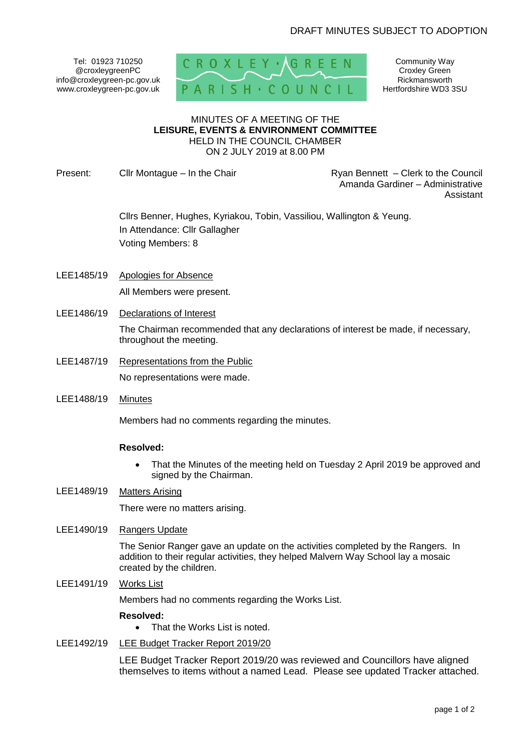DRAFT MINUTES SUBJECT TO ADOPTION

Tel: 01923 710250
@croxleygreenPC
info@croxleygreen-pc.gov.uk
www.croxleygreen-pc.gov.uk

CROXLEY GREEN PARISH COUNCIL

Community Way
Croxley Green
Rickmansworth
Hertfordshire WD3 3SU

MINUTES OF A MEETING OF THE
**LEISURE, EVENTS & ENVIRONMENT COMMITTEE**
HELD IN THE COUNCIL CHAMBER
ON 2 JULY 2019 at 8.00 PM

Present: Cllr Montague – In the Chair

Ryan Bennett – Clerk to the Council
Amanda Gardiner – Administrative Assistant

Cllrs Benner, Hughes, Kyriakou, Tobin, Vassiliou, Wallington & Yeung.
In Attendance: Cllr Gallagher
Voting Members: 8

LEE1485/19 Apologies for Absence

All Members were present.

LEE1486/19 Declarations of Interest

The Chairman recommended that any declarations of interest be made, if necessary, throughout the meeting.

LEE1487/19 Representations from the Public

No representations were made.

LEE1488/19 Minutes

Members had no comments regarding the minutes.

**Resolved:**

- That the Minutes of the meeting held on Tuesday 2 April 2019 be approved and signed by the Chairman.

LEE1489/19 Matters Arising

There were no matters arising.

LEE1490/19 Rangers Update

The Senior Ranger gave an update on the activities completed by the Rangers. In addition to their regular activities, they helped Malvern Way School lay a mosaic created by the children.

LEE1491/19 Works List

Members had no comments regarding the Works List.

**Resolved:**

- That the Works List is noted.

LEE1492/19 LEE Budget Tracker Report 2019/20

LEE Budget Tracker Report 2019/20 was reviewed and Councillors have aligned themselves to items without a named Lead. Please see updated Tracker attached.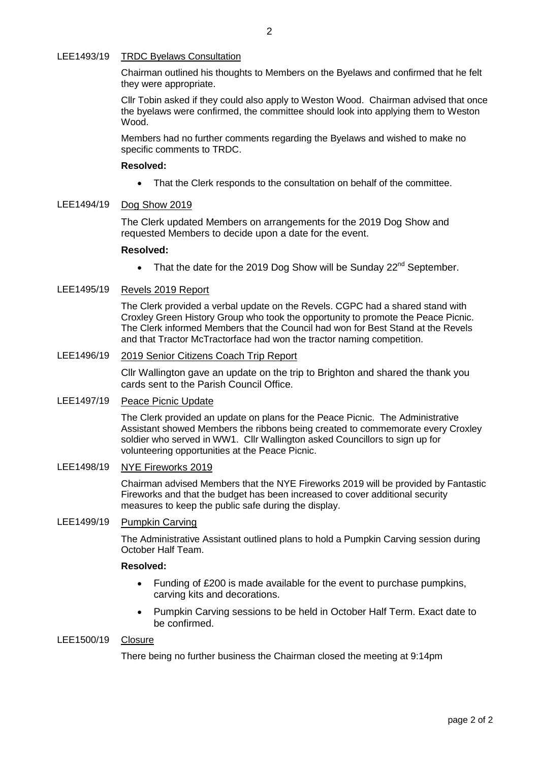LEE1493/19 TRDC Byelaws Consultation

Chairman outlined his thoughts to Members on the Byelaws and confirmed that he felt they were appropriate.

Cllr Tobin asked if they could also apply to Weston Wood. Chairman advised that once the byelaws were confirmed, the committee should look into applying them to Weston Wood.

Members had no further comments regarding the Byelaws and wished to make no specific comments to TRDC.

**Resolved:**

- That the Clerk responds to the consultation on behalf of the committee.

LEE1494/19 Dog Show 2019

The Clerk updated Members on arrangements for the 2019 Dog Show and requested Members to decide upon a date for the event.

**Resolved:**

- That the date for the 2019 Dog Show will be Sunday 22nd September.

LEE1495/19 Revels 2019 Report

The Clerk provided a verbal update on the Revels. CGPC had a shared stand with Croxley Green History Group who took the opportunity to promote the Peace Picnic. The Clerk informed Members that the Council had won for Best Stand at the Revels and that Tractor McTractorface had won the tractor naming competition.

LEE1496/19 2019 Senior Citizens Coach Trip Report

Cllr Wallington gave an update on the trip to Brighton and shared the thank you cards sent to the Parish Council Office.

LEE1497/19 Peace Picnic Update

The Clerk provided an update on plans for the Peace Picnic. The Administrative Assistant showed Members the ribbons being created to commemorate every Croxley soldier who served in WW1. Cllr Wallington asked Councillors to sign up for volunteering opportunities at the Peace Picnic.

LEE1498/19 NYE Fireworks 2019

Chairman advised Members that the NYE Fireworks 2019 will be provided by Fantastic Fireworks and that the budget has been increased to cover additional security measures to keep the public safe during the display.

LEE1499/19 Pumpkin Carving

The Administrative Assistant outlined plans to hold a Pumpkin Carving session during October Half Team.

**Resolved:**

- Funding of £200 is made available for the event to purchase pumpkins, carving kits and decorations.
- Pumpkin Carving sessions to be held in October Half Term. Exact date to be confirmed.

LEE1500/19 Closure

There being no further business the Chairman closed the meeting at 9:14pm